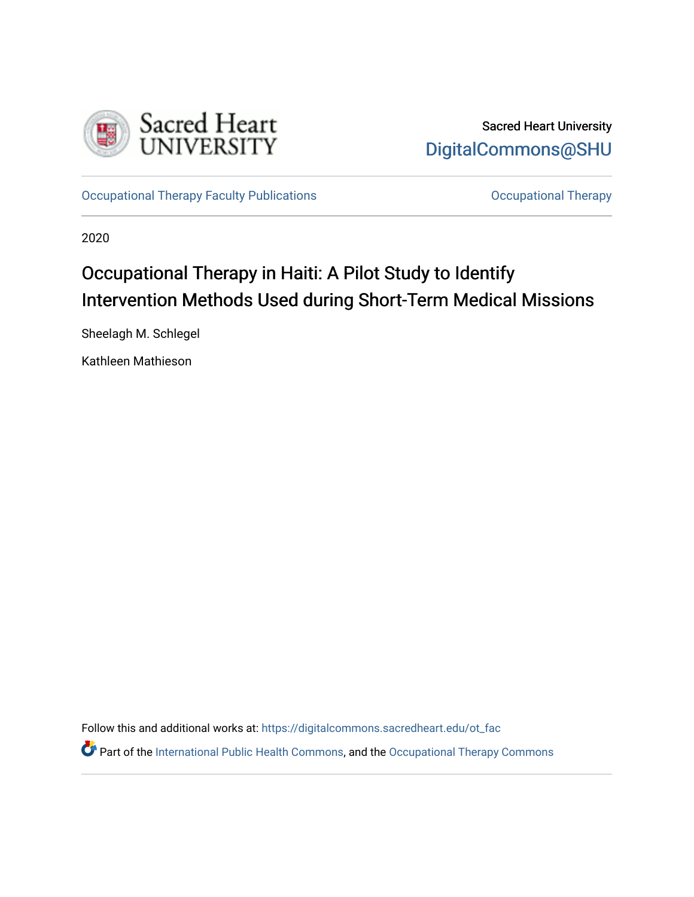Sacred Heart University
DigitalCommons@SHU

Occupational Therapy Faculty Publications | Occupational Therapy

2020

# Occupational Therapy in Haiti: A Pilot Study to Identify Intervention Methods Used during Short-Term Medical Missions

Sheelagh M. Schlegel

Kathleen Mathieson

Follow this and additional works at: https://digitalcommons.sacredheart.edu/ot_fac

Part of the International Public Health Commons, and the Occupational Therapy Commons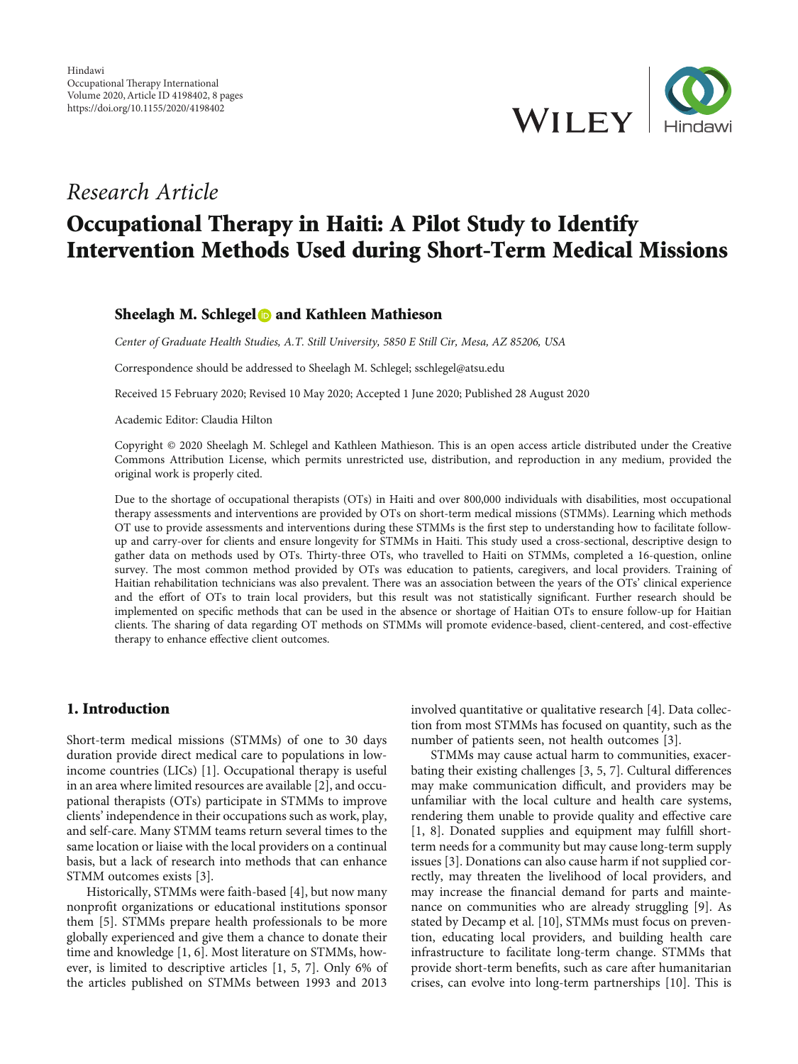# Research Article

# Occupational Therapy in Haiti: A Pilot Study to Identify Intervention Methods Used during Short-Term Medical Missions

**Sheelagh M. Schlegel and Kathleen Mathieson**

*Center of Graduate Health Studies, A.T. Still University, 5850 E Still Cir, Mesa, AZ 85206, USA*

Correspondence should be addressed to Sheelagh M. Schlegel; sschlegel@atsu.edu

Received 15 February 2020; Revised 10 May 2020; Accepted 1 June 2020; Published 28 August 2020

Academic Editor: Claudia Hilton

Copyright © 2020 Sheelagh M. Schlegel and Kathleen Mathieson. This is an open access article distributed under the Creative Commons Attribution License, which permits unrestricted use, distribution, and reproduction in any medium, provided the original work is properly cited.

Due to the shortage of occupational therapists (OTs) in Haiti and over 800,000 individuals with disabilities, most occupational therapy assessments and interventions are provided by OTs on short-term medical missions (STMMs). Learning which methods OT use to provide assessments and interventions during these STMMs is the first step to understanding how to facilitate follow-up and carry-over for clients and ensure longevity for STMMs in Haiti. This study used a cross-sectional, descriptive design to gather data on methods used by OTs. Thirty-three OTs, who travelled to Haiti on STMMs, completed a 16-question, online survey. The most common method provided by OTs was education to patients, caregivers, and local providers. Training of Haitian rehabilitation technicians was also prevalent. There was an association between the years of the OTs' clinical experience and the effort of OTs to train local providers, but this result was not statistically significant. Further research should be implemented on specific methods that can be used in the absence or shortage of Haitian OTs to ensure follow-up for Haitian clients. The sharing of data regarding OT methods on STMMs will promote evidence-based, client-centered, and cost-effective therapy to enhance effective client outcomes.

## 1. Introduction

Short-term medical missions (STMMs) of one to 30 days duration provide direct medical care to populations in low-income countries (LICs) [1]. Occupational therapy is useful in an area where limited resources are available [2], and occupational therapists (OTs) participate in STMMs to improve clients' independence in their occupations such as work, play, and self-care. Many STMM teams return several times to the same location or liaise with the local providers on a continual basis, but a lack of research into methods that can enhance STMM outcomes exists [3].

Historically, STMMs were faith-based [4], but now many nonprofit organizations or educational institutions sponsor them [5]. STMMs prepare health professionals to be more globally experienced and give them a chance to donate their time and knowledge [1, 6]. Most literature on STMMs, however, is limited to descriptive articles [1, 5, 7]. Only 6% of the articles published on STMMs between 1993 and 2013 involved quantitative or qualitative research [4]. Data collection from most STMMs has focused on quantity, such as the number of patients seen, not health outcomes [3].

STMMs may cause actual harm to communities, exacerbating their existing challenges [3, 5, 7]. Cultural differences may make communication difficult, and providers may be unfamiliar with the local culture and health care systems, rendering them unable to provide quality and effective care [1, 8]. Donated supplies and equipment may fulfill short-term needs for a community but may cause long-term supply issues [3]. Donations can also cause harm if not supplied correctly, may threaten the livelihood of local providers, and may increase the financial demand for parts and maintenance on communities who are already struggling [9]. As stated by Decamp et al. [10], STMMs must focus on prevention, educating local providers, and building health care infrastructure to facilitate long-term change. STMMs that provide short-term benefits, such as care after humanitarian crises, can evolve into long-term partnerships [10]. This is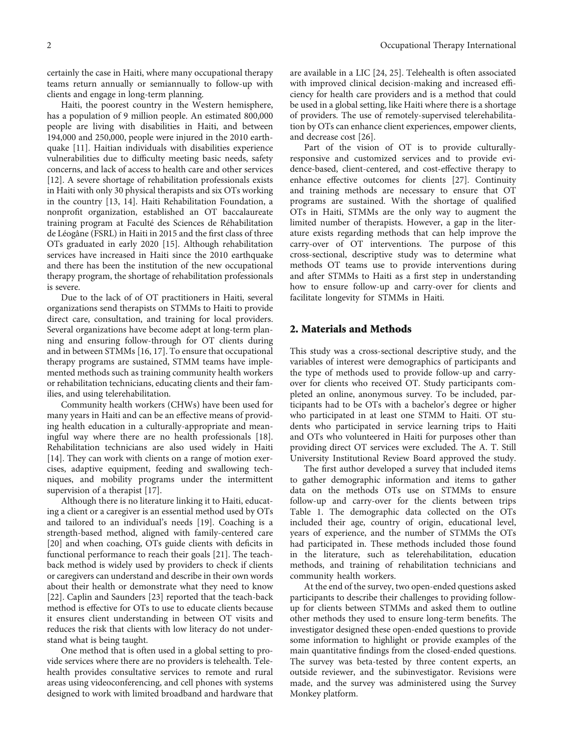certainly the case in Haiti, where many occupational therapy teams return annually or semiannually to follow-up with clients and engage in long-term planning.

Haiti, the poorest country in the Western hemisphere, has a population of 9 million people. An estimated 800,000 people are living with disabilities in Haiti, and between 194,000 and 250,000, people were injured in the 2010 earthquake [11]. Haitian individuals with disabilities experience vulnerabilities due to difficulty meeting basic needs, safety concerns, and lack of access to health care and other services [12]. A severe shortage of rehabilitation professionals exists in Haiti with only 30 physical therapists and six OTs working in the country [13, 14]. Haiti Rehabilitation Foundation, a nonprofit organization, established an OT baccalaureate training program at Faculté des Sciences de Réhabilitation de Léogâne (FSRL) in Haiti in 2015 and the first class of three OTs graduated in early 2020 [15]. Although rehabilitation services have increased in Haiti since the 2010 earthquake and there has been the institution of the new occupational therapy program, the shortage of rehabilitation professionals is severe.

Due to the lack of of OT practitioners in Haiti, several organizations send therapists on STMMs to Haiti to provide direct care, consultation, and training for local providers. Several organizations have become adept at long-term planning and ensuring follow-through for OT clients during and in between STMMs [16, 17]. To ensure that occupational therapy programs are sustained, STMM teams have implemented methods such as training community health workers or rehabilitation technicians, educating clients and their families, and using telerehabilitation.

Community health workers (CHWs) have been used for many years in Haiti and can be an effective means of providing health education in a culturally-appropriate and meaningful way where there are no health professionals [18]. Rehabilitation technicians are also used widely in Haiti [14]. They can work with clients on a range of motion exercises, adaptive equipment, feeding and swallowing techniques, and mobility programs under the intermittent supervision of a therapist [17].

Although there is no literature linking it to Haiti, educating a client or a caregiver is an essential method used by OTs and tailored to an individual's needs [19]. Coaching is a strength-based method, aligned with family-centered care [20] and when coaching, OTs guide clients with deficits in functional performance to reach their goals [21]. The teach-back method is widely used by providers to check if clients or caregivers can understand and describe in their own words about their health or demonstrate what they need to know [22]. Caplin and Saunders [23] reported that the teach-back method is effective for OTs to use to educate clients because it ensures client understanding in between OT visits and reduces the risk that clients with low literacy do not understand what is being taught.

One method that is often used in a global setting to provide services where there are no providers is telehealth. Telehealth provides consultative services to remote and rural areas using videoconferencing, and cell phones with systems designed to work with limited broadband and hardware that are available in a LIC [24, 25]. Telehealth is often associated with improved clinical decision-making and increased efficiency for health care providers and is a method that could be used in a global setting, like Haiti where there is a shortage of providers. The use of remotely-supervised telerehabilitation by OTs can enhance client experiences, empower clients, and decrease cost [26].

Part of the vision of OT is to provide culturally-responsive and customized services and to provide evidence-based, client-centered, and cost-effective therapy to enhance effective outcomes for clients [27]. Continuity and training methods are necessary to ensure that OT programs are sustained. With the shortage of qualified OTs in Haiti, STMMs are the only way to augment the limited number of therapists. However, a gap in the literature exists regarding methods that can help improve the carry-over of OT interventions. The purpose of this cross-sectional, descriptive study was to determine what methods OT teams use to provide interventions during and after STMMs to Haiti as a first step in understanding how to ensure follow-up and carry-over for clients and facilitate longevity for STMMs in Haiti.

## 2. Materials and Methods

This study was a cross-sectional descriptive study, and the variables of interest were demographics of participants and the type of methods used to provide follow-up and carry-over for clients who received OT. Study participants completed an online, anonymous survey. To be included, participants had to be OTs with a bachelor's degree or higher who participated in at least one STMM to Haiti. OT students who participated in service learning trips to Haiti and OTs who volunteered in Haiti for purposes other than providing direct OT services were excluded. The A. T. Still University Institutional Review Board approved the study.

The first author developed a survey that included items to gather demographic information and items to gather data on the methods OTs use on STMMs to ensure follow-up and carry-over for the clients between trips Table 1. The demographic data collected on the OTs included their age, country of origin, educational level, years of experience, and the number of STMMs the OTs had participated in. These methods included those found in the literature, such as telerehabilitation, education methods, and training of rehabilitation technicians and community health workers.

At the end of the survey, two open-ended questions asked participants to describe their challenges to providing follow-up for clients between STMMs and asked them to outline other methods they used to ensure long-term benefits. The investigator designed these open-ended questions to provide some information to highlight or provide examples of the main quantitative findings from the closed-ended questions. The survey was beta-tested by three content experts, an outside reviewer, and the subinvestigator. Revisions were made, and the survey was administered using the Survey Monkey platform.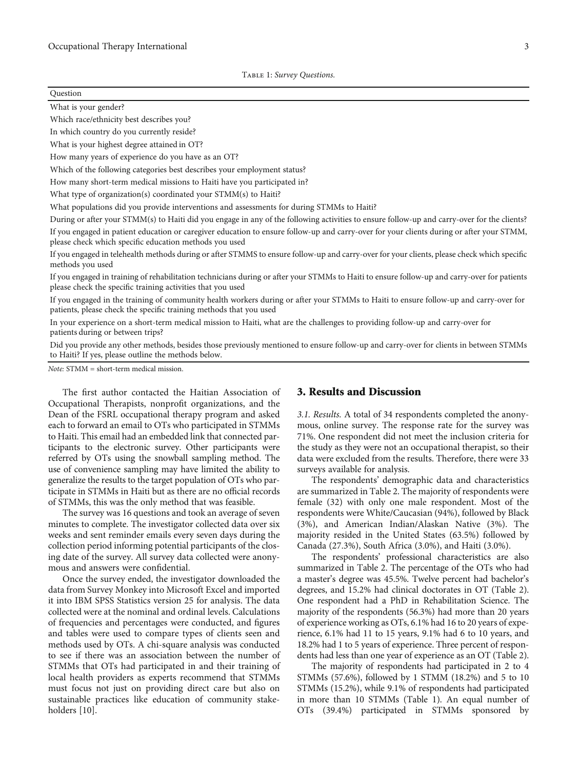Table 1: *Survey Questions.*

| Question |
|---|
| What is your gender? |
| Which race/ethnicity best describes you? |
| In which country do you currently reside? |
| What is your highest degree attained in OT? |
| How many years of experience do you have as an OT? |
| Which of the following categories best describes your employment status? |
| How many short-term medical missions to Haiti have you participated in? |
| What type of organization(s) coordinated your STMM(s) to Haiti? |
| What populations did you provide interventions and assessments for during STMMs to Haiti? |
| During or after your STMM(s) to Haiti did you engage in any of the following activities to ensure follow-up and carry-over for the clients? |
| If you engaged in patient education or caregiver education to ensure follow-up and carry-over for your clients during or after your STMM, please check which specific education methods you used |
| If you engaged in telehealth methods during or after STMMS to ensure follow-up and carry-over for your clients, please check which specific methods you used |
| If you engaged in training of rehabilitation technicians during or after your STMMs to Haiti to ensure follow-up and carry-over for patients please check the specific training activities that you used |
| If you engaged in the training of community health workers during or after your STMMs to Haiti to ensure follow-up and carry-over for patients, please check the specific training methods that you used |
| In your experience on a short-term medical mission to Haiti, what are the challenges to providing follow-up and carry-over for patients during or between trips? |
| Did you provide any other methods, besides those previously mentioned to ensure follow-up and carry-over for clients in between STMMs to Haiti? If yes, please outline the methods below. |

*Note:* STMM = short-term medical mission.

The first author contacted the Haitian Association of Occupational Therapists, nonprofit organizations, and the Dean of the FSRL occupational therapy program and asked each to forward an email to OTs who participated in STMMs to Haiti. This email had an embedded link that connected participants to the electronic survey. Other participants were referred by OTs using the snowball sampling method. The use of convenience sampling may have limited the ability to generalize the results to the target population of OTs who participate in STMMs in Haiti but as there are no official records of STMMs, this was the only method that was feasible.

The survey was 16 questions and took an average of seven minutes to complete. The investigator collected data over six weeks and sent reminder emails every seven days during the collection period informing potential participants of the closing date of the survey. All survey data collected were anonymous and answers were confidential.

Once the survey ended, the investigator downloaded the data from Survey Monkey into Microsoft Excel and imported it into IBM SPSS Statistics version 25 for analysis. The data collected were at the nominal and ordinal levels. Calculations of frequencies and percentages were conducted, and figures and tables were used to compare types of clients seen and methods used by OTs. A chi-square analysis was conducted to see if there was an association between the number of STMMs that OTs had participated in and their training of local health providers as experts recommend that STMMs must focus not just on providing direct care but also on sustainable practices like education of community stakeholders [10].

## 3. Results and Discussion

*3.1. Results.* A total of 34 respondents completed the anonymous, online survey. The response rate for the survey was 71%. One respondent did not meet the inclusion criteria for the study as they were not an occupational therapist, so their data were excluded from the results. Therefore, there were 33 surveys available for analysis.

The respondents' demographic data and characteristics are summarized in Table 2. The majority of respondents were female (32) with only one male respondent. Most of the respondents were White/Caucasian (94%), followed by Black (3%), and American Indian/Alaskan Native (3%). The majority resided in the United States (63.5%) followed by Canada (27.3%), South Africa (3.0%), and Haiti (3.0%).

The respondents' professional characteristics are also summarized in Table 2. The percentage of the OTs who had a master's degree was 45.5%. Twelve percent had bachelor's degrees, and 15.2% had clinical doctorates in OT (Table 2). One respondent had a PhD in Rehabilitation Science. The majority of the respondents (56.3%) had more than 20 years of experience working as OTs, 6.1% had 16 to 20 years of experience, 6.1% had 11 to 15 years, 9.1% had 6 to 10 years, and 18.2% had 1 to 5 years of experience. Three percent of respondents had less than one year of experience as an OT (Table 2).

The majority of respondents had participated in 2 to 4 STMMs (57.6%), followed by 1 STMM (18.2%) and 5 to 10 STMMs (15.2%), while 9.1% of respondents had participated in more than 10 STMMs (Table 1). An equal number of OTs (39.4%) participated in STMMs sponsored by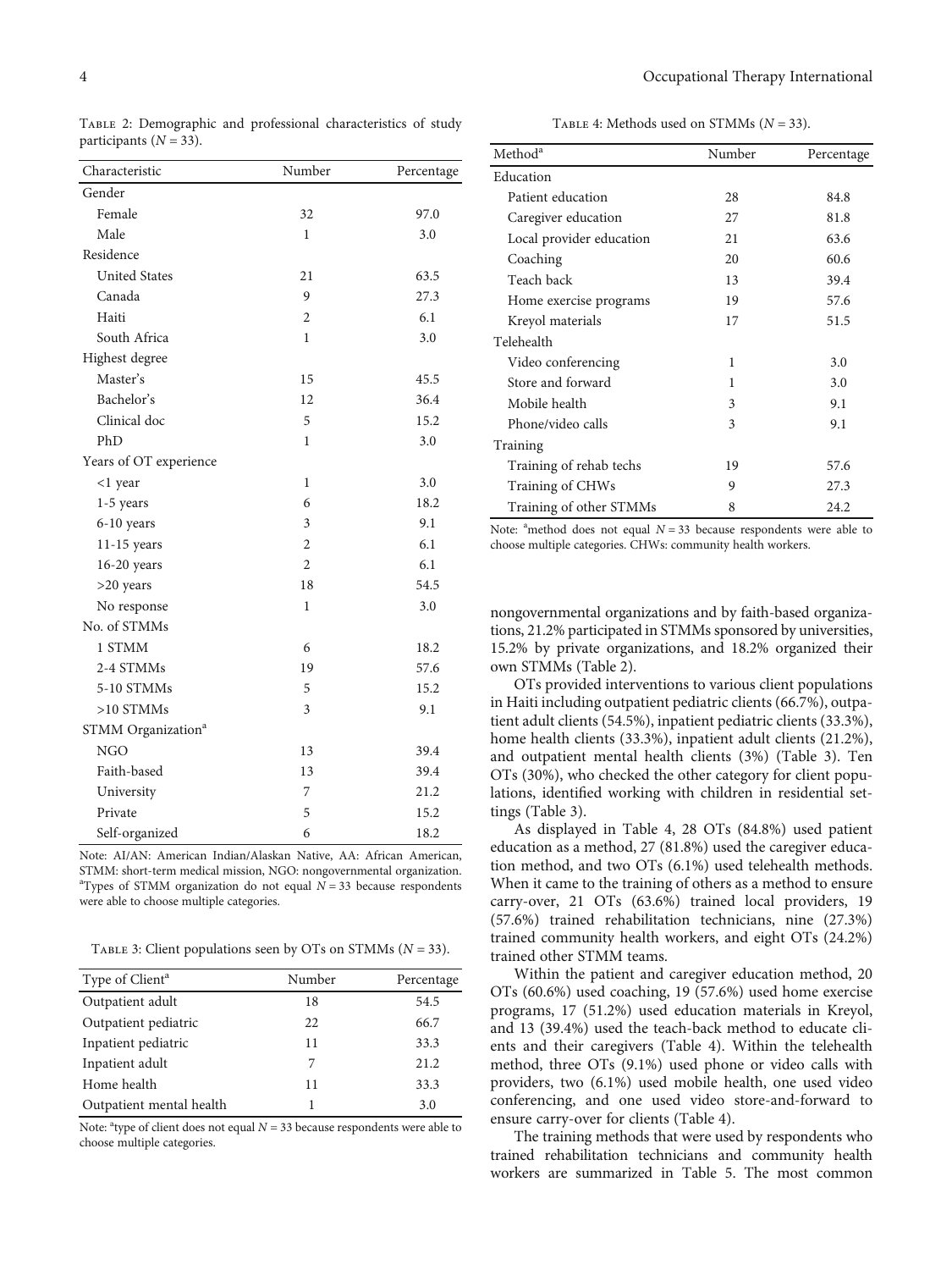Table 2: Demographic and professional characteristics of study participants ($N = 33$).

| Characteristic | Number | Percentage |
|---|---|---|
| Gender | | |
| Female | 32 | 97.0 |
| Male | 1 | 3.0 |
| Residence | | |
| United States | 21 | 63.5 |
| Canada | 9 | 27.3 |
| Haiti | 2 | 6.1 |
| South Africa | 1 | 3.0 |
| Highest degree | | |
| Master's | 15 | 45.5 |
| Bachelor's | 12 | 36.4 |
| Clinical doc | 5 | 15.2 |
| PhD | 1 | 3.0 |
| Years of OT experience | | |
| <1 year | 1 | 3.0 |
| 1-5 years | 6 | 18.2 |
| 6-10 years | 3 | 9.1 |
| 11-15 years | 2 | 6.1 |
| 16-20 years | 2 | 6.1 |
| >20 years | 18 | 54.5 |
| No response | 1 | 3.0 |
| No. of STMMs | | |
| 1 STMM | 6 | 18.2 |
| 2-4 STMMs | 19 | 57.6 |
| 5-10 STMMs | 5 | 15.2 |
| >10 STMMs | 3 | 9.1 |
| STMM Organization[a] | | |
| NGO | 13 | 39.4 |
| Faith-based | 13 | 39.4 |
| University | 7 | 21.2 |
| Private | 5 | 15.2 |
| Self-organized | 6 | 18.2 |

Note: AI/AN: American Indian/Alaskan Native, AA: African American, STMM: short-term medical mission, NGO: nongovernmental organization. [a]Types of STMM organization do not equal $N = 33$ because respondents were able to choose multiple categories.

Table 3: Client populations seen by OTs on STMMs ($N = 33$).

| Type of Client[a] | Number | Percentage |
|---|---|---|
| Outpatient adult | 18 | 54.5 |
| Outpatient pediatric | 22 | 66.7 |
| Inpatient pediatric | 11 | 33.3 |
| Inpatient adult | 7 | 21.2 |
| Home health | 11 | 33.3 |
| Outpatient mental health | 1 | 3.0 |

Note: [a]type of client does not equal $N = 33$ because respondents were able to choose multiple categories.

Table 4: Methods used on STMMs ($N = 33$).

| Method[a] | Number | Percentage |
|---|---|---|
| Education | | |
| Patient education | 28 | 84.8 |
| Caregiver education | 27 | 81.8 |
| Local provider education | 21 | 63.6 |
| Coaching | 20 | 60.6 |
| Teach back | 13 | 39.4 |
| Home exercise programs | 19 | 57.6 |
| Kreyol materials | 17 | 51.5 |
| Telehealth | | |
| Video conferencing | 1 | 3.0 |
| Store and forward | 1 | 3.0 |
| Mobile health | 3 | 9.1 |
| Phone/video calls | 3 | 9.1 |
| Training | | |
| Training of rehab techs | 19 | 57.6 |
| Training of CHWs | 9 | 27.3 |
| Training of other STMMs | 8 | 24.2 |

Note: [a]method does not equal $N = 33$ because respondents were able to choose multiple categories. CHWs: community health workers.

nongovernmental organizations and by faith-based organizations, 21.2% participated in STMMs sponsored by universities, 15.2% by private organizations, and 18.2% organized their own STMMs (Table 2).

OTs provided interventions to various client populations in Haiti including outpatient pediatric clients (66.7%), outpatient adult clients (54.5%), inpatient pediatric clients (33.3%), home health clients (33.3%), inpatient adult clients (21.2%), and outpatient mental health clients (3%) (Table 3). Ten OTs (30%), who checked the other category for client populations, identified working with children in residential settings (Table 3).

As displayed in Table 4, 28 OTs (84.8%) used patient education as a method, 27 (81.8%) used the caregiver education method, and two OTs (6.1%) used telehealth methods. When it came to the training of others as a method to ensure carry-over, 21 OTs (63.6%) trained local providers, 19 (57.6%) trained rehabilitation technicians, nine (27.3%) trained community health workers, and eight OTs (24.2%) trained other STMM teams.

Within the patient and caregiver education method, 20 OTs (60.6%) used coaching, 19 (57.6%) used home exercise programs, 17 (51.2%) used education materials in Kreyol, and 13 (39.4%) used the teach-back method to educate clients and their caregivers (Table 4). Within the telehealth method, three OTs (9.1%) used phone or video calls with providers, two (6.1%) used mobile health, one used video conferencing, and one used video store-and-forward to ensure carry-over for clients (Table 4).

The training methods that were used by respondents who trained rehabilitation technicians and community health workers are summarized in Table 5. The most common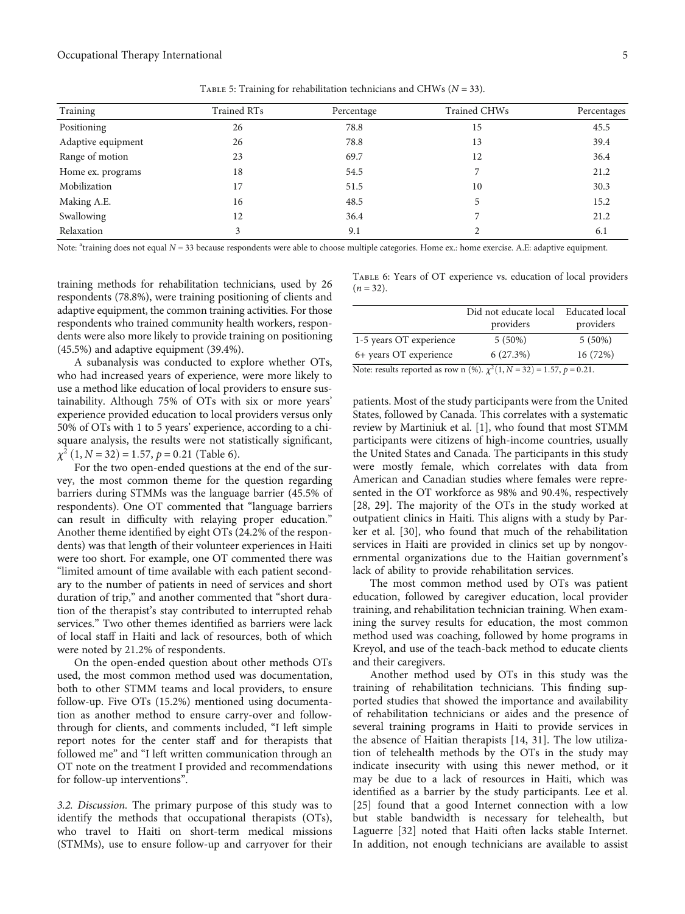Table 5: Training for rehabilitation technicians and CHWs ($N = 33$).

| Training | Trained RTs | Percentage | Trained CHWs | Percentages |
|---|---|---|---|---|
| Positioning | 26 | 78.8 | 15 | 45.5 |
| Adaptive equipment | 26 | 78.8 | 13 | 39.4 |
| Range of motion | 23 | 69.7 | 12 | 36.4 |
| Home ex. programs | 18 | 54.5 | 7 | 21.2 |
| Mobilization | 17 | 51.5 | 10 | 30.3 |
| Making A.E. | 16 | 48.5 | 5 | 15.2 |
| Swallowing | 12 | 36.4 | 7 | 21.2 |
| Relaxation | 3 | 9.1 | 2 | 6.1 |

Note: [a]training does not equal $N = 33$ because respondents were able to choose multiple categories. Home ex.: home exercise. A.E: adaptive equipment.

training methods for rehabilitation technicians, used by 26 respondents (78.8%), were training positioning of clients and adaptive equipment, the common training activities. For those respondents who trained community health workers, respondents were also more likely to provide training on positioning (45.5%) and adaptive equipment (39.4%).

A subanalysis was conducted to explore whether OTs, who had increased years of experience, were more likely to use a method like education of local providers to ensure sustainability. Although 75% of OTs with six or more years' experience provided education to local providers versus only 50% of OTs with 1 to 5 years' experience, according to a chi-square analysis, the results were not statistically significant, $\chi^2\,(1, N = 32) = 1.57$, $p = 0.21$ (Table 6).

For the two open-ended questions at the end of the survey, the most common theme for the question regarding barriers during STMMs was the language barrier (45.5% of respondents). One OT commented that "language barriers can result in difficulty with relaying proper education." Another theme identified by eight OTs (24.2% of the respondents) was that length of their volunteer experiences in Haiti were too short. For example, one OT commented there was "limited amount of time available with each patient secondary to the number of patients in need of services and short duration of trip," and another commented that "short duration of the therapist's stay contributed to interrupted rehab services." Two other themes identified as barriers were lack of local staff in Haiti and lack of resources, both of which were noted by 21.2% of respondents.

On the open-ended question about other methods OTs used, the most common method used was documentation, both to other STMM teams and local providers, to ensure follow-up. Five OTs (15.2%) mentioned using documentation as another method to ensure carry-over and follow-through for clients, and comments included, "I left simple report notes for the center staff and for therapists that followed me" and "I left written communication through an OT note on the treatment I provided and recommendations for follow-up interventions".

*3.2. Discussion.* The primary purpose of this study was to identify the methods that occupational therapists (OTs), who travel to Haiti on short-term medical missions (STMMs), use to ensure follow-up and carryover for their

Table 6: Years of OT experience vs. education of local providers ($n = 32$).

| | Did not educate local providers | Educated local providers |
|---|---|---|
| 1-5 years OT experience | 5 (50%) | 5 (50%) |
| 6+ years OT experience | 6 (27.3%) | 16 (72%) |

Note: results reported as row n (%). $\chi^2(1, N = 32) = 1.57$, $p = 0.21$.

patients. Most of the study participants were from the United States, followed by Canada. This correlates with a systematic review by Martiniuk et al. [1], who found that most STMM participants were citizens of high-income countries, usually the United States and Canada. The participants in this study were mostly female, which correlates with data from American and Canadian studies where females were represented in the OT workforce as 98% and 90.4%, respectively [28, 29]. The majority of the OTs in the study worked at outpatient clinics in Haiti. This aligns with a study by Parker et al. [30], who found that much of the rehabilitation services in Haiti are provided in clinics set up by nongovernmental organizations due to the Haitian government's lack of ability to provide rehabilitation services.

The most common method used by OTs was patient education, followed by caregiver education, local provider training, and rehabilitation technician training. When examining the survey results for education, the most common method used was coaching, followed by home programs in Kreyol, and use of the teach-back method to educate clients and their caregivers.

Another method used by OTs in this study was the training of rehabilitation technicians. This finding supported studies that showed the importance and availability of rehabilitation technicians or aides and the presence of several training programs in Haiti to provide services in the absence of Haitian therapists [14, 31]. The low utilization of telehealth methods by the OTs in the study may indicate insecurity with using this newer method, or it may be due to a lack of resources in Haiti, which was identified as a barrier by the study participants. Lee et al. [25] found that a good Internet connection with a low but stable bandwidth is necessary for telehealth, but Laguerre [32] noted that Haiti often lacks stable Internet. In addition, not enough technicians are available to assist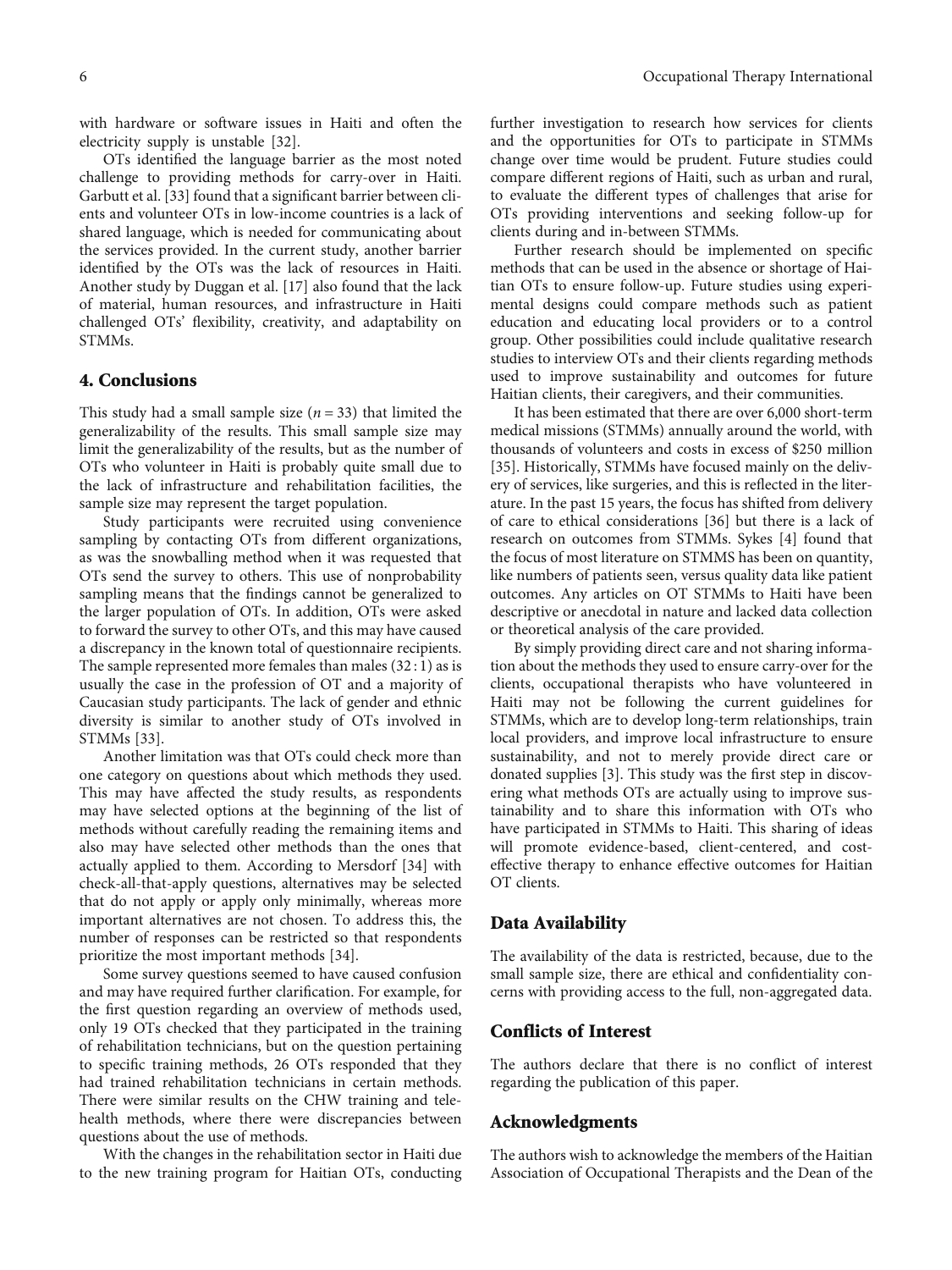with hardware or software issues in Haiti and often the electricity supply is unstable [32].

OTs identified the language barrier as the most noted challenge to providing methods for carry-over in Haiti. Garbutt et al. [33] found that a significant barrier between clients and volunteer OTs in low-income countries is a lack of shared language, which is needed for communicating about the services provided. In the current study, another barrier identified by the OTs was the lack of resources in Haiti. Another study by Duggan et al. [17] also found that the lack of material, human resources, and infrastructure in Haiti challenged OTs' flexibility, creativity, and adaptability on STMMs.

## 4. Conclusions

This study had a small sample size ($n = 33$) that limited the generalizability of the results. This small sample size may limit the generalizability of the results, but as the number of OTs who volunteer in Haiti is probably quite small due to the lack of infrastructure and rehabilitation facilities, the sample size may represent the target population.

Study participants were recruited using convenience sampling by contacting OTs from different organizations, as was the snowballing method when it was requested that OTs send the survey to others. This use of nonprobability sampling means that the findings cannot be generalized to the larger population of OTs. In addition, OTs were asked to forward the survey to other OTs, and this may have caused a discrepancy in the known total of questionnaire recipients. The sample represented more females than males (32 : 1) as is usually the case in the profession of OT and a majority of Caucasian study participants. The lack of gender and ethnic diversity is similar to another study of OTs involved in STMMs [33].

Another limitation was that OTs could check more than one category on questions about which methods they used. This may have affected the study results, as respondents may have selected options at the beginning of the list of methods without carefully reading the remaining items and also may have selected other methods than the ones that actually applied to them. According to Mersdorf [34] with check-all-that-apply questions, alternatives may be selected that do not apply or apply only minimally, whereas more important alternatives are not chosen. To address this, the number of responses can be restricted so that respondents prioritize the most important methods [34].

Some survey questions seemed to have caused confusion and may have required further clarification. For example, for the first question regarding an overview of methods used, only 19 OTs checked that they participated in the training of rehabilitation technicians, but on the question pertaining to specific training methods, 26 OTs responded that they had trained rehabilitation technicians in certain methods. There were similar results on the CHW training and telehealth methods, where there were discrepancies between questions about the use of methods.

With the changes in the rehabilitation sector in Haiti due to the new training program for Haitian OTs, conducting further investigation to research how services for clients and the opportunities for OTs to participate in STMMs change over time would be prudent. Future studies could compare different regions of Haiti, such as urban and rural, to evaluate the different types of challenges that arise for OTs providing interventions and seeking follow-up for clients during and in-between STMMs.

Further research should be implemented on specific methods that can be used in the absence or shortage of Haitian OTs to ensure follow-up. Future studies using experimental designs could compare methods such as patient education and educating local providers or to a control group. Other possibilities could include qualitative research studies to interview OTs and their clients regarding methods used to improve sustainability and outcomes for future Haitian clients, their caregivers, and their communities.

It has been estimated that there are over 6,000 short-term medical missions (STMMs) annually around the world, with thousands of volunteers and costs in excess of $250 million [35]. Historically, STMMs have focused mainly on the delivery of services, like surgeries, and this is reflected in the literature. In the past 15 years, the focus has shifted from delivery of care to ethical considerations [36] but there is a lack of research on outcomes from STMMs. Sykes [4] found that the focus of most literature on STMMS has been on quantity, like numbers of patients seen, versus quality data like patient outcomes. Any articles on OT STMMs to Haiti have been descriptive or anecdotal in nature and lacked data collection or theoretical analysis of the care provided.

By simply providing direct care and not sharing information about the methods they used to ensure carry-over for the clients, occupational therapists who have volunteered in Haiti may not be following the current guidelines for STMMs, which are to develop long-term relationships, train local providers, and improve local infrastructure to ensure sustainability, and not to merely provide direct care or donated supplies [3]. This study was the first step in discovering what methods OTs are actually using to improve sustainability and to share this information with OTs who have participated in STMMs to Haiti. This sharing of ideas will promote evidence-based, client-centered, and cost-effective therapy to enhance effective outcomes for Haitian OT clients.

## Data Availability

The availability of the data is restricted, because, due to the small sample size, there are ethical and confidentiality concerns with providing access to the full, non-aggregated data.

## Conflicts of Interest

The authors declare that there is no conflict of interest regarding the publication of this paper.

## Acknowledgments

The authors wish to acknowledge the members of the Haitian Association of Occupational Therapists and the Dean of the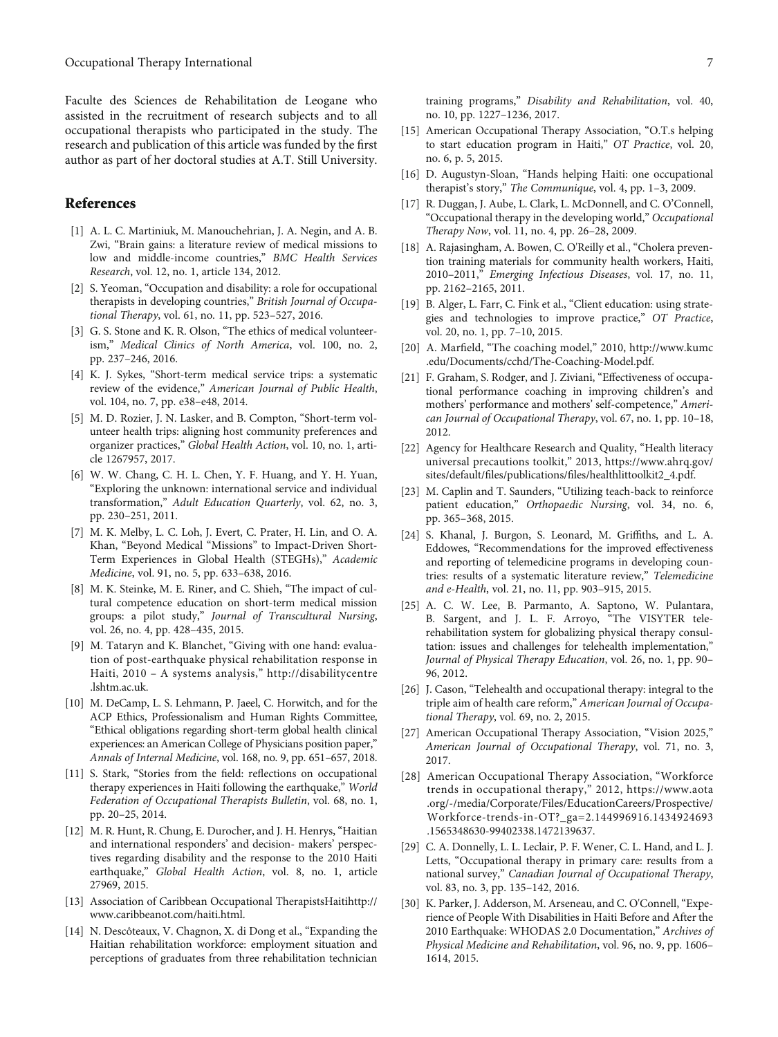Faculte des Sciences de Rehabilitation de Leogane who assisted in the recruitment of research subjects and to all occupational therapists who participated in the study. The research and publication of this article was funded by the first author as part of her doctoral studies at A.T. Still University.

## References

[1] A. L. C. Martiniuk, M. Manouchehrian, J. A. Negin, and A. B. Zwi, "Brain gains: a literature review of medical missions to low and middle-income countries," *BMC Health Services Research*, vol. 12, no. 1, article 134, 2012.

[2] S. Yeoman, "Occupation and disability: a role for occupational therapists in developing countries," *British Journal of Occupational Therapy*, vol. 61, no. 11, pp. 523–527, 2016.

[3] G. S. Stone and K. R. Olson, "The ethics of medical volunteerism," *Medical Clinics of North America*, vol. 100, no. 2, pp. 237–246, 2016.

[4] K. J. Sykes, "Short-term medical service trips: a systematic review of the evidence," *American Journal of Public Health*, vol. 104, no. 7, pp. e38–e48, 2014.

[5] M. D. Rozier, J. N. Lasker, and B. Compton, "Short-term volunteer health trips: aligning host community preferences and organizer practices," *Global Health Action*, vol. 10, no. 1, article 1267957, 2017.

[6] W. W. Chang, C. H. L. Chen, Y. F. Huang, and Y. H. Yuan, "Exploring the unknown: international service and individual transformation," *Adult Education Quarterly*, vol. 62, no. 3, pp. 230–251, 2011.

[7] M. K. Melby, L. C. Loh, J. Evert, C. Prater, H. Lin, and O. A. Khan, "Beyond Medical "Missions" to Impact-Driven Short-Term Experiences in Global Health (STEGHs)," *Academic Medicine*, vol. 91, no. 5, pp. 633–638, 2016.

[8] M. K. Steinke, M. E. Riner, and C. Shieh, "The impact of cultural competence education on short-term medical mission groups: a pilot study," *Journal of Transcultural Nursing*, vol. 26, no. 4, pp. 428–435, 2015.

[9] M. Tataryn and K. Blanchet, "Giving with one hand: evaluation of post-earthquake physical rehabilitation response in Haiti, 2010 – A systems analysis," http://disabilitycentre.lshtm.ac.uk.

[10] M. DeCamp, L. S. Lehmann, P. Jaeel, C. Horwitch, and for the ACP Ethics, Professionalism and Human Rights Committee, "Ethical obligations regarding short-term global health clinical experiences: an American College of Physicians position paper," *Annals of Internal Medicine*, vol. 168, no. 9, pp. 651–657, 2018.

[11] S. Stark, "Stories from the field: reflections on occupational therapy experiences in Haiti following the earthquake," *World Federation of Occupational Therapists Bulletin*, vol. 68, no. 1, pp. 20–25, 2014.

[12] M. R. Hunt, R. Chung, E. Durocher, and J. H. Henrys, "Haitian and international responders' and decision- makers' perspectives regarding disability and the response to the 2010 Haiti earthquake," *Global Health Action*, vol. 8, no. 1, article 27969, 2015.

[13] Association of Caribbean Occupational TherapistsHaitihttp://www.caribbeanot.com/haiti.html.

[14] N. Descôteaux, V. Chagnon, X. di Dong et al., "Expanding the Haitian rehabilitation workforce: employment situation and perceptions of graduates from three rehabilitation technician training programs," *Disability and Rehabilitation*, vol. 40, no. 10, pp. 1227–1236, 2017.

[15] American Occupational Therapy Association, "O.T.s helping to start education program in Haiti," *OT Practice*, vol. 20, no. 6, p. 5, 2015.

[16] D. Augustyn-Sloan, "Hands helping Haiti: one occupational therapist's story," *The Communique*, vol. 4, pp. 1–3, 2009.

[17] R. Duggan, J. Aube, L. Clark, L. McDonnell, and C. O'Connell, "Occupational therapy in the developing world," *Occupational Therapy Now*, vol. 11, no. 4, pp. 26–28, 2009.

[18] A. Rajasingham, A. Bowen, C. O'Reilly et al., "Cholera prevention training materials for community health workers, Haiti, 2010–2011," *Emerging Infectious Diseases*, vol. 17, no. 11, pp. 2162–2165, 2011.

[19] B. Alger, L. Farr, C. Fink et al., "Client education: using strategies and technologies to improve practice," *OT Practice*, vol. 20, no. 1, pp. 7–10, 2015.

[20] A. Marfield, "The coaching model," 2010, http://www.kumc.edu/Documents/cchd/The-Coaching-Model.pdf.

[21] F. Graham, S. Rodger, and J. Ziviani, "Effectiveness of occupational performance coaching in improving children's and mothers' performance and mothers' self-competence," *American Journal of Occupational Therapy*, vol. 67, no. 1, pp. 10–18, 2012.

[22] Agency for Healthcare Research and Quality, "Health literacy universal precautions toolkit," 2013, https://www.ahrq.gov/sites/default/files/publications/files/healthlittoolkit2_4.pdf.

[23] M. Caplin and T. Saunders, "Utilizing teach-back to reinforce patient education," *Orthopaedic Nursing*, vol. 34, no. 6, pp. 365–368, 2015.

[24] S. Khanal, J. Burgon, S. Leonard, M. Griffiths, and L. A. Eddowes, "Recommendations for the improved effectiveness and reporting of telemedicine programs in developing countries: results of a systematic literature review," *Telemedicine and e-Health*, vol. 21, no. 11, pp. 903–915, 2015.

[25] A. C. W. Lee, B. Parmanto, A. Saptono, W. Pulantara, B. Sargent, and J. L. F. Arroyo, "The VISYTER telerehabilitation system for globalizing physical therapy consultation: issues and challenges for telehealth implementation," *Journal of Physical Therapy Education*, vol. 26, no. 1, pp. 90–96, 2012.

[26] J. Cason, "Telehealth and occupational therapy: integral to the triple aim of health care reform," *American Journal of Occupational Therapy*, vol. 69, no. 2, 2015.

[27] American Occupational Therapy Association, "Vision 2025," *American Journal of Occupational Therapy*, vol. 71, no. 3, 2017.

[28] American Occupational Therapy Association, "Workforce trends in occupational therapy," 2012, https://www.aota.org/-/media/Corporate/Files/EducationCareers/Prospective/Workforce-trends-in-OT?_ga=2.144996916.1434924693.1565348630-99402338.1472139637.

[29] C. A. Donnelly, L. L. Leclair, P. F. Wener, C. L. Hand, and L. J. Letts, "Occupational therapy in primary care: results from a national survey," *Canadian Journal of Occupational Therapy*, vol. 83, no. 3, pp. 135–142, 2016.

[30] K. Parker, J. Adderson, M. Arseneau, and C. O'Connell, "Experience of People With Disabilities in Haiti Before and After the 2010 Earthquake: WHODAS 2.0 Documentation," *Archives of Physical Medicine and Rehabilitation*, vol. 96, no. 9, pp. 1606–1614, 2015.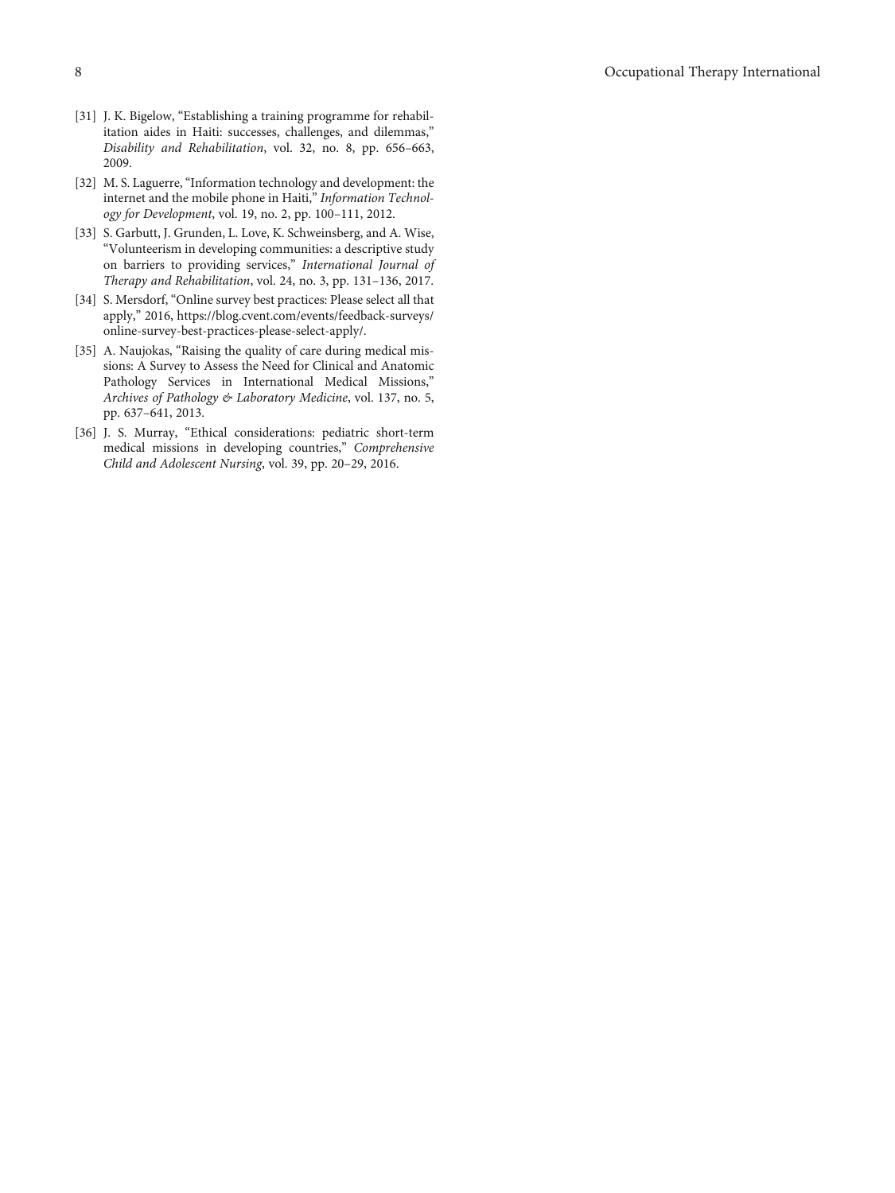[31] J. K. Bigelow, "Establishing a training programme for rehabilitation aides in Haiti: successes, challenges, and dilemmas," *Disability and Rehabilitation*, vol. 32, no. 8, pp. 656–663, 2009.

[32] M. S. Laguerre, "Information technology and development: the internet and the mobile phone in Haiti," *Information Technology for Development*, vol. 19, no. 2, pp. 100–111, 2012.

[33] S. Garbutt, J. Grunden, L. Love, K. Schweinsberg, and A. Wise, "Volunteerism in developing communities: a descriptive study on barriers to providing services," *International Journal of Therapy and Rehabilitation*, vol. 24, no. 3, pp. 131–136, 2017.

[34] S. Mersdorf, "Online survey best practices: Please select all that apply," 2016, https://blog.cvent.com/events/feedback-surveys/online-survey-best-practices-please-select-apply/.

[35] A. Naujokas, "Raising the quality of care during medical missions: A Survey to Assess the Need for Clinical and Anatomic Pathology Services in International Medical Missions," *Archives of Pathology & Laboratory Medicine*, vol. 137, no. 5, pp. 637–641, 2013.

[36] J. S. Murray, "Ethical considerations: pediatric short-term medical missions in developing countries," *Comprehensive Child and Adolescent Nursing*, vol. 39, pp. 20–29, 2016.